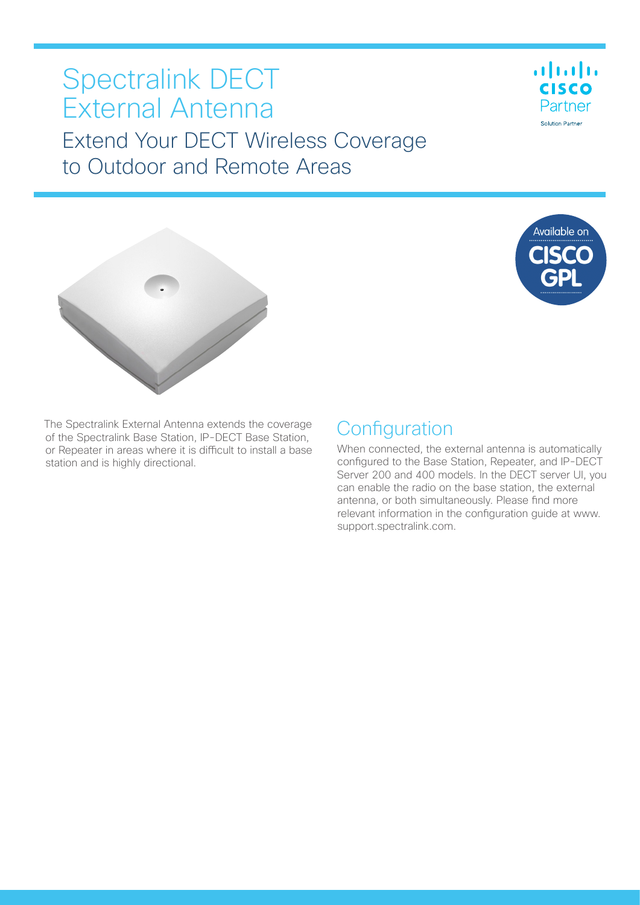# Spectralink DECT External Antenna

## Extend Your DECT Wireless Coverage to Outdoor and Remote Areas

The Spectralink External Antenna extends the coverage of the Spectralink Base Station, IP-DECT Base Station, or Repeater in areas where it is difficult to install a base station and is highly directional.

## Configuration

When connected, the external antenna is automatically configured to the Base Station, Repeater, and IP-DECT Server 200 and 400 models. In the DECT server UI, you can enable the radio on the base station, the external antenna, or both simultaneously. Please find more relevant information in the configuration guide at www.support.spectralink.com.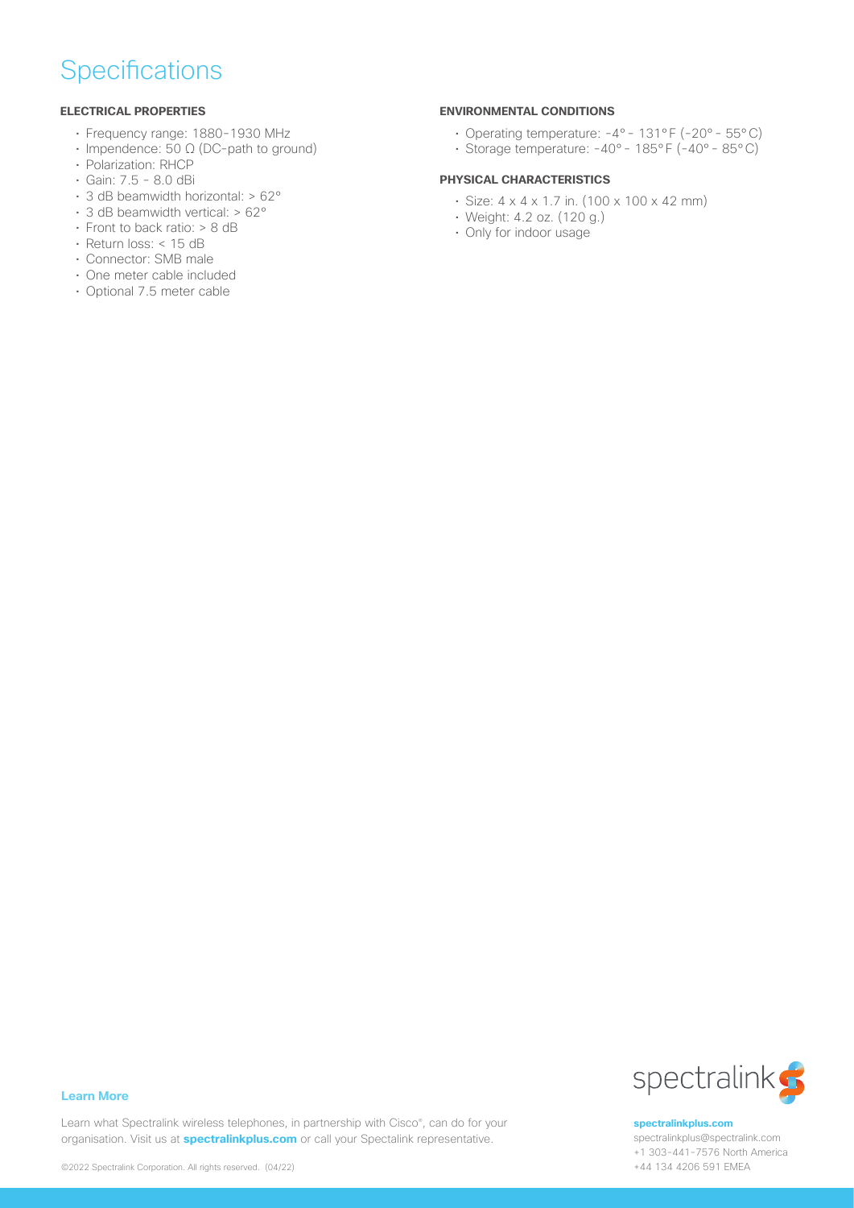# Specifications

### ELECTRICAL PROPERTIES

- Frequency range: 1880-1930 MHz
- Impendence: 50 Ω (DC-path to ground)
- Polarization: RHCP
- Gain: 7.5 - 8.0 dBi
- 3 dB beamwidth horizontal: > 62°
- 3 dB beamwidth vertical: > 62°
- Front to back ratio: > 8 dB
- Return loss: < 15 dB
- Connector: SMB male
- One meter cable included
- Optional 7.5 meter cable

### ENVIRONMENTAL CONDITIONS

- Operating temperature: -4° - 131° F (-20° - 55° C)
- Storage temperature: -40° - 185° F (-40° - 85° C)

### PHYSICAL CHARACTERISTICS

- Size: 4 x 4 x 1.7 in. (100 x 100 x 42 mm)
- Weight: 4.2 oz. (120 g.)
- Only for indoor usage

**Learn More**

Learn what Spectralink wireless telephones, in partnership with Cisco®, can do for your organisation. Visit us at **spectralinkplus.com** or call your Spectalink representative.

©2022 Spectralink Corporation. All rights reserved. (04/22)

spectralink

**spectralinkplus.com**
spectralinkplus@spectralink.com
+1 303-441-7576 North America
+44 134 4206 591 EMEA